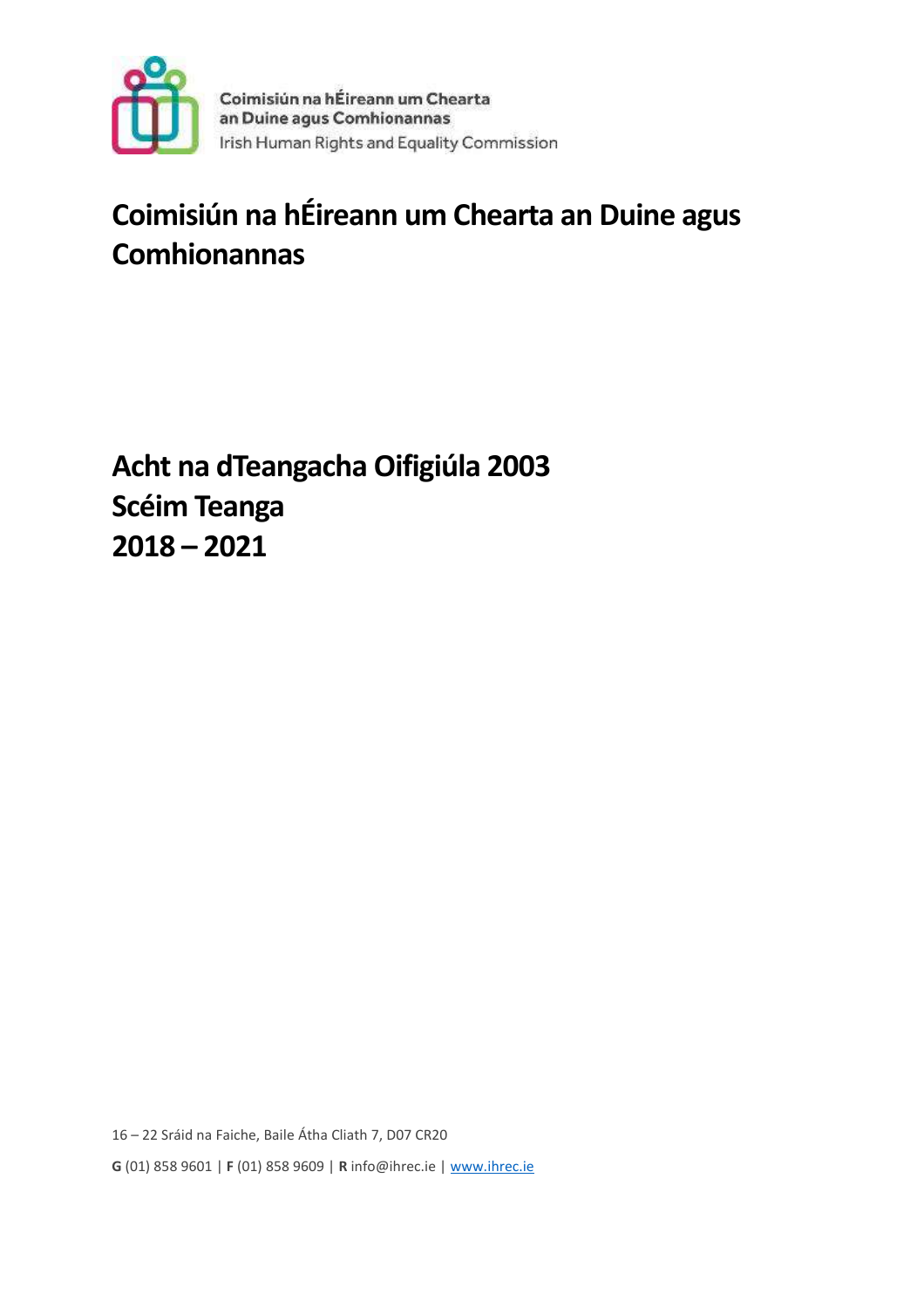Coimisiún na hÉireann um Chearta an Duine agus Comhionannas
Irish Human Rights and Equality Commission

# Coimisiún na hÉireann um Chearta an Duine agus Comhionannas

# Acht na dTeangacha Oifigiúla 2003
# Scéim Teanga
# 2018 – 2021

16 – 22 Sráid na Faiche, Baile Átha Cliath 7, D07 CR20

**G** (01) 858 9601 | **F** (01) 858 9609 | **R** info@ihrec.ie | www.ihrec.ie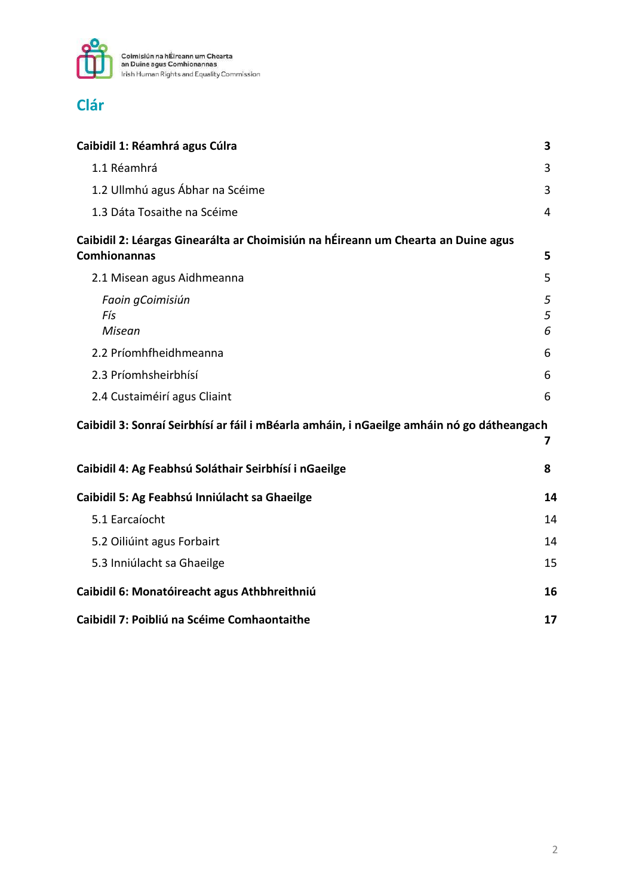Coimisiún na hÉireann um Chearta an Duine agus Comhionannas
Irish Human Rights and Equality Commission

# Clár

| | |
|---|---|
| **Caibidil 1: Réamhrá agus Cúlra** | **3** |
| 1.1 Réamhrá | 3 |
| 1.2 Ullmhú agus Ábhar na Scéime | 3 |
| 1.3 Dáta Tosaithe na Scéime | 4 |
| **Caibidil 2: Léargas Ginearálta ar Choimisiún na hÉireann um Chearta an Duine agus Comhionannas** | **5** |
| 2.1 Misean agus Aidhmeanna | 5 |
| *Faoin gCoimisiún* | *5* |
| *Fís* | *5* |
| *Misean* | *6* |
| 2.2 Príomhfheidhmeanna | 6 |
| 2.3 Príomhsheirbhísí | 6 |
| 2.4 Custaiméirí agus Cliaint | 6 |
| **Caibidil 3: Sonraí Seirbhísí ar fáil i mBéarla amháin, i nGaeilge amháin nó go dátheangach** | **7** |
| **Caibidil 4: Ag Feabhsú Soláthair Seirbhísí i nGaeilge** | **8** |
| **Caibidil 5: Ag Feabhsú Inniúlacht sa Ghaeilge** | **14** |
| 5.1 Earcaíocht | 14 |
| 5.2 Oiliúint agus Forbairt | 14 |
| 5.3 Inniúlacht sa Ghaeilge | 15 |
| **Caibidil 6: Monatóireacht agus Athbhreithniú** | **16** |
| **Caibidil 7: Poibliú na Scéime Comhaontaithe** | **17** |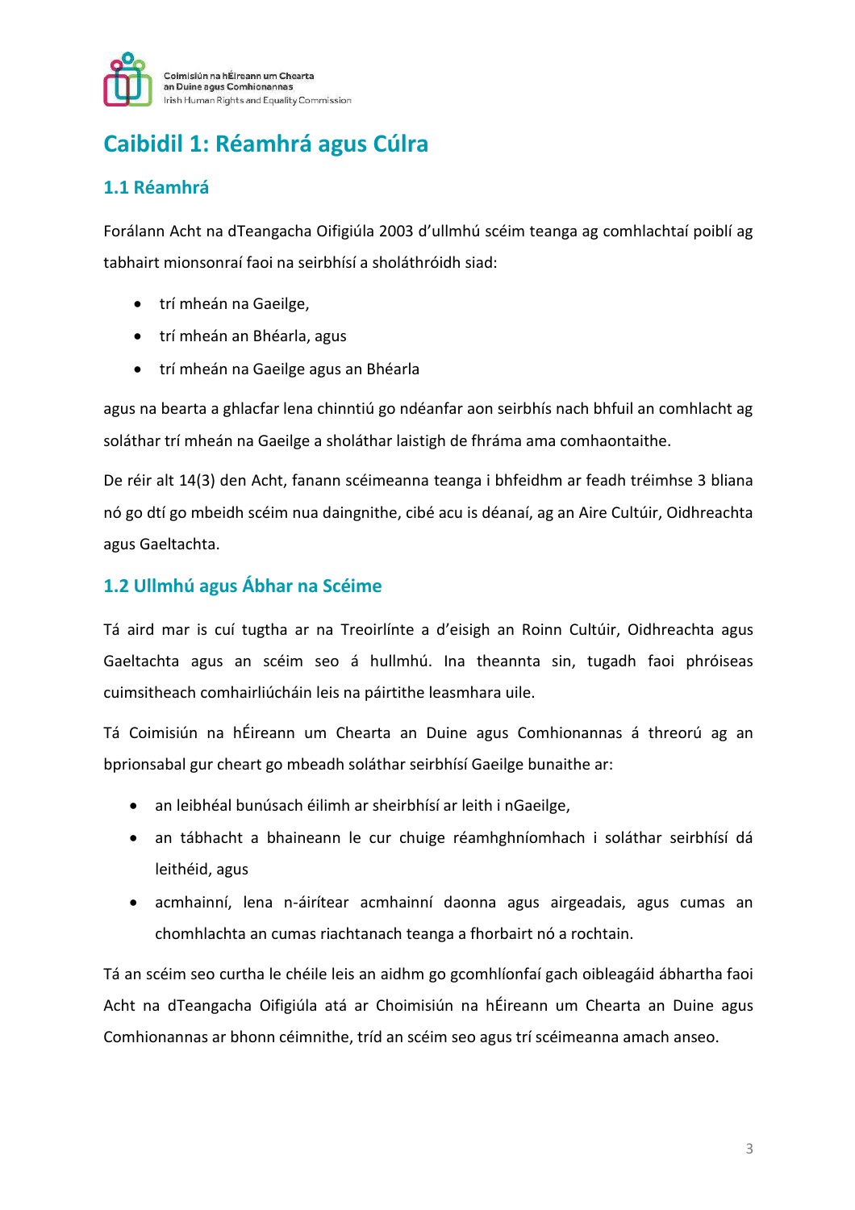# Caibidil 1: Réamhrá agus Cúlra

## 1.1 Réamhrá

Forálann Acht na dTeangacha Oifigiúla 2003 d'ullmhú scéim teanga ag comhlachtaí poiblí ag tabhairt mionsonraí faoi na seirbhísí a sholáthróidh siad:

- trí mheán na Gaeilge,
- trí mheán an Bhéarla, agus
- trí mheán na Gaeilge agus an Bhéarla

agus na bearta a ghlacfar lena chinntiú go ndéanfar aon seirbhís nach bhfuil an comhlacht ag soláthar trí mheán na Gaeilge a sholáthar laistigh de fhráma ama comhaontaithe.

De réir alt 14(3) den Acht, fanann scéimeanna teanga i bhfeidhm ar feadh tréimhse 3 bliana nó go dtí go mbeidh scéim nua daingnithe, cibé acu is déanaí, ag an Aire Cultúir, Oidhreachta agus Gaeltachta.

## 1.2 Ullmhú agus Ábhar na Scéime

Tá aird mar is cuí tugtha ar na Treoirlínte a d'eisigh an Roinn Cultúir, Oidhreachta agus Gaeltachta agus an scéim seo á hullmhú. Ina theannta sin, tugadh faoi phróiseas cuimsitheach comhairliúcháin leis na páirtithe leasmhara uile.

Tá Coimisiún na hÉireann um Chearta an Duine agus Comhionannas á threorú ag an bprionsabal gur cheart go mbeadh soláthar seirbhísí Gaeilge bunaithe ar:

- an leibhéal bunúsach éilimh ar sheirbhísí ar leith i nGaeilge,
- an tábhacht a bhaineann le cur chuige réamhghníomhach i soláthar seirbhísí dá leithéid, agus
- acmhainní, lena n-áirítear acmhainní daonna agus airgeadais, agus cumas an chomhlachta an cumas riachtanach teanga a fhorbairt nó a rochtain.

Tá an scéim seo curtha le chéile leis an aidhm go gcomhlíonfaí gach oibleagáid ábhartha faoi Acht na dTeangacha Oifigiúla atá ar Choimisiún na hÉireann um Chearta an Duine agus Comhionannas ar bhonn céimnithe, tríd an scéim seo agus trí scéimeanna amach anseo.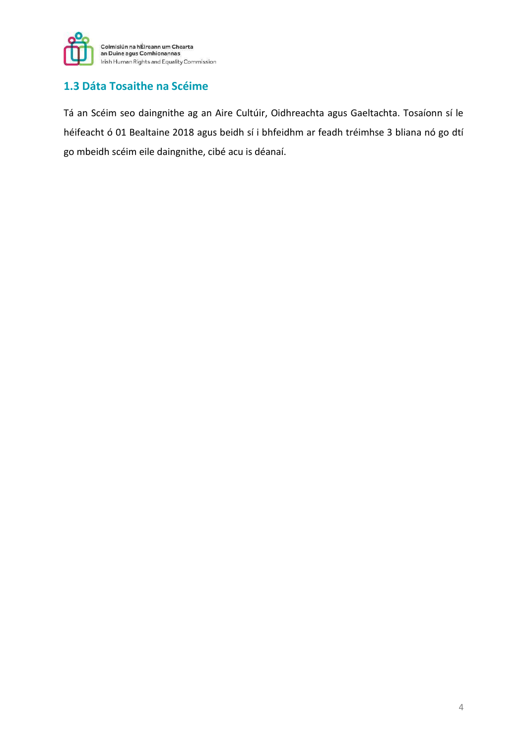## 1.3 Dáta Tosaithe na Scéime

Tá an Scéim seo daingnithe ag an Aire Cultúir, Oidhreachta agus Gaeltachta. Tosaíonn sí le héifeacht ó 01 Bealtaine 2018 agus beidh sí i bhfeidhm ar feadh tréimhse 3 bliana nó go dtí go mbeidh scéim eile daingnithe, cibé acu is déanaí.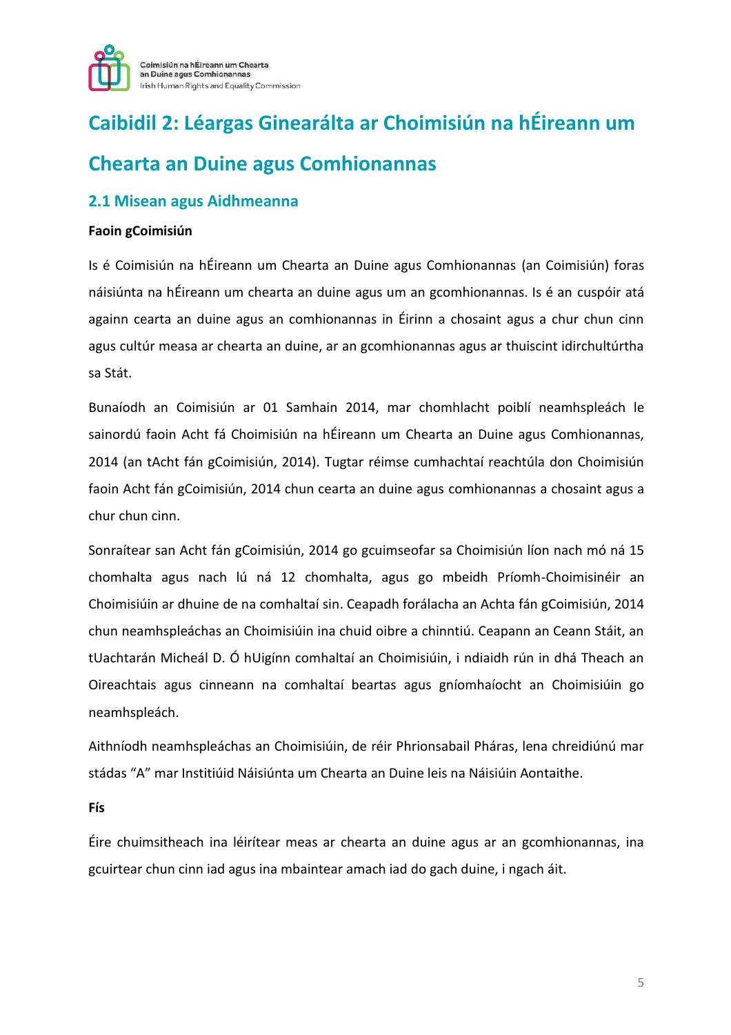# Caibidil 2: Léargas Ginearálta ar Choimisiún na hÉireann um Chearta an Duine agus Comhionannas

## 2.1 Misean agus Aidhmeanna

**Faoin gCoimisiún**

Is é Coimisiún na hÉireann um Chearta an Duine agus Comhionannas (an Coimisiún) foras náisiúnta na hÉireann um chearta an duine agus um an gcomhionannas. Is é an cuspóir atá againn cearta an duine agus an comhionannas in Éirinn a chosaint agus a chur chun cinn agus cultúr measa ar chearta an duine, ar an gcomhionannas agus ar thuiscint idirchultúrtha sa Stát.

Bunaíodh an Coimisiún ar 01 Samhain 2014, mar chomhlacht poiblí neamhspleách le sainordú faoin Acht fá Choimisiún na hÉireann um Chearta an Duine agus Comhionannas, 2014 (an tAcht fán gCoimisiún, 2014). Tugtar réimse cumhachtaí reachtúla don Choimisiún faoin Acht fán gCoimisiún, 2014 chun cearta an duine agus comhionannas a chosaint agus a chur chun cinn.

Sonraítear san Acht fán gCoimisiún, 2014 go gcuimseofar sa Choimisiún líon nach mó ná 15 chomhalta agus nach lú ná 12 chomhalta, agus go mbeidh Príomh-Choimisinéir an Choimisiúin ar dhuine de na comhaltaí sin. Ceapadh forálacha an Achta fán gCoimisiún, 2014 chun neamhspleáchas an Choimisiúin ina chuid oibre a chinntiú. Ceapann an Ceann Stáit, an tUachtarán Micheál D. Ó hUigínn comhaltaí an Choimisiúin, i ndiaidh rún in dhá Theach an Oireachtais agus cinneann na comhaltaí beartas agus gníomhaíocht an Choimisiúin go neamhspleách.

Aithníodh neamhspleáchas an Choimisiúin, de réir Phrionsabail Pháras, lena chreidiúnú mar stádas "A" mar Institiúid Náisiúnta um Chearta an Duine leis na Náisiúin Aontaithe.

**Fís**

Éire chuimsitheach ina léirítear meas ar chearta an duine agus ar an gcomhionannas, ina gcuirtear chun cinn iad agus ina mbaintear amach iad do gach duine, i ngach áit.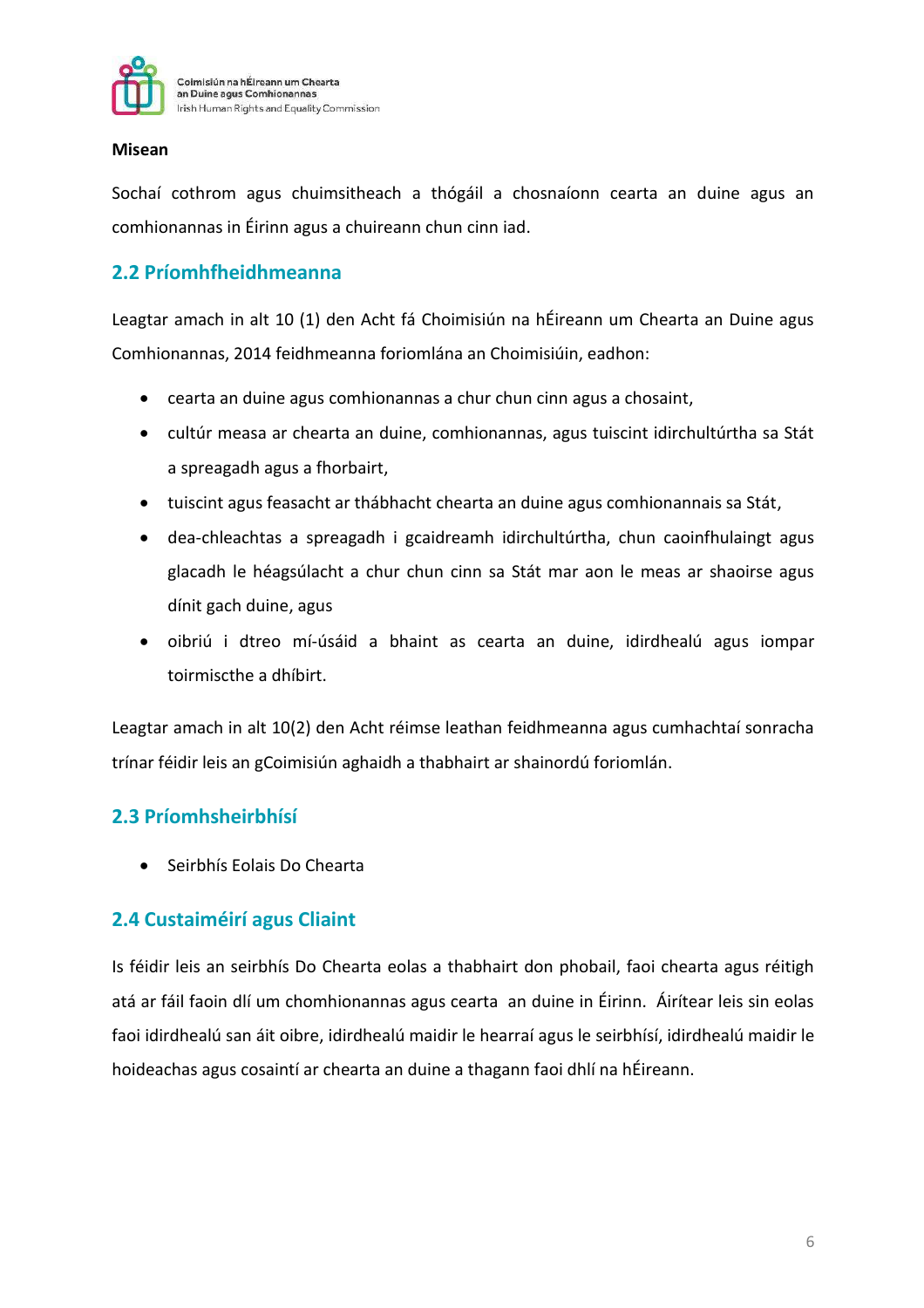**Misean**

Sochaí cothrom agus chuimsitheach a thógáil a chosnaíonn cearta an duine agus an comhionannas in Éirinn agus a chuireann chun cinn iad.

## 2.2 Príomhfheidhmeanna

Leagtar amach in alt 10 (1) den Acht fá Choimisiún na hÉireann um Chearta an Duine agus Comhionannas, 2014 feidhmeanna foriomlána an Choimisiúin, eadhon:

- cearta an duine agus comhionannas a chur chun cinn agus a chosaint,
- cultúr measa ar chearta an duine, comhionannas, agus tuiscint idirchultúrtha sa Stát a spreagadh agus a fhorbairt,
- tuiscint agus feasacht ar thábhacht chearta an duine agus comhionannais sa Stát,
- dea-chleachtas a spreagadh i gcaidreamh idirchultúrtha, chun caoinfhulaingt agus glacadh le héagsúlacht a chur chun cinn sa Stát mar aon le meas ar shaoirse agus dínit gach duine, agus
- oibriú i dtreo mí-úsáid a bhaint as cearta an duine, idirdhealú agus iompar toirmiscthe a dhíbirt.

Leagtar amach in alt 10(2) den Acht réimse leathan feidhmeanna agus cumhachtaí sonracha trínar féidir leis an gCoimisiún aghaidh a thabhairt ar shainordú foriomlán.

## 2.3 Príomhsheirbhísí

- Seirbhís Eolais Do Chearta

## 2.4 Custaiméirí agus Cliaint

Is féidir leis an seirbhís Do Chearta eolas a thabhairt don phobail, faoi chearta agus réitigh atá ar fáil faoin dlí um chomhionannas agus cearta an duine in Éirinn. Áirítear leis sin eolas faoi idirdhealú san áit oibre, idirdhealú maidir le hearraí agus le seirbhísí, idirdhealú maidir le hoideachas agus cosaintí ar chearta an duine a thagann faoi dhlí na hÉireann.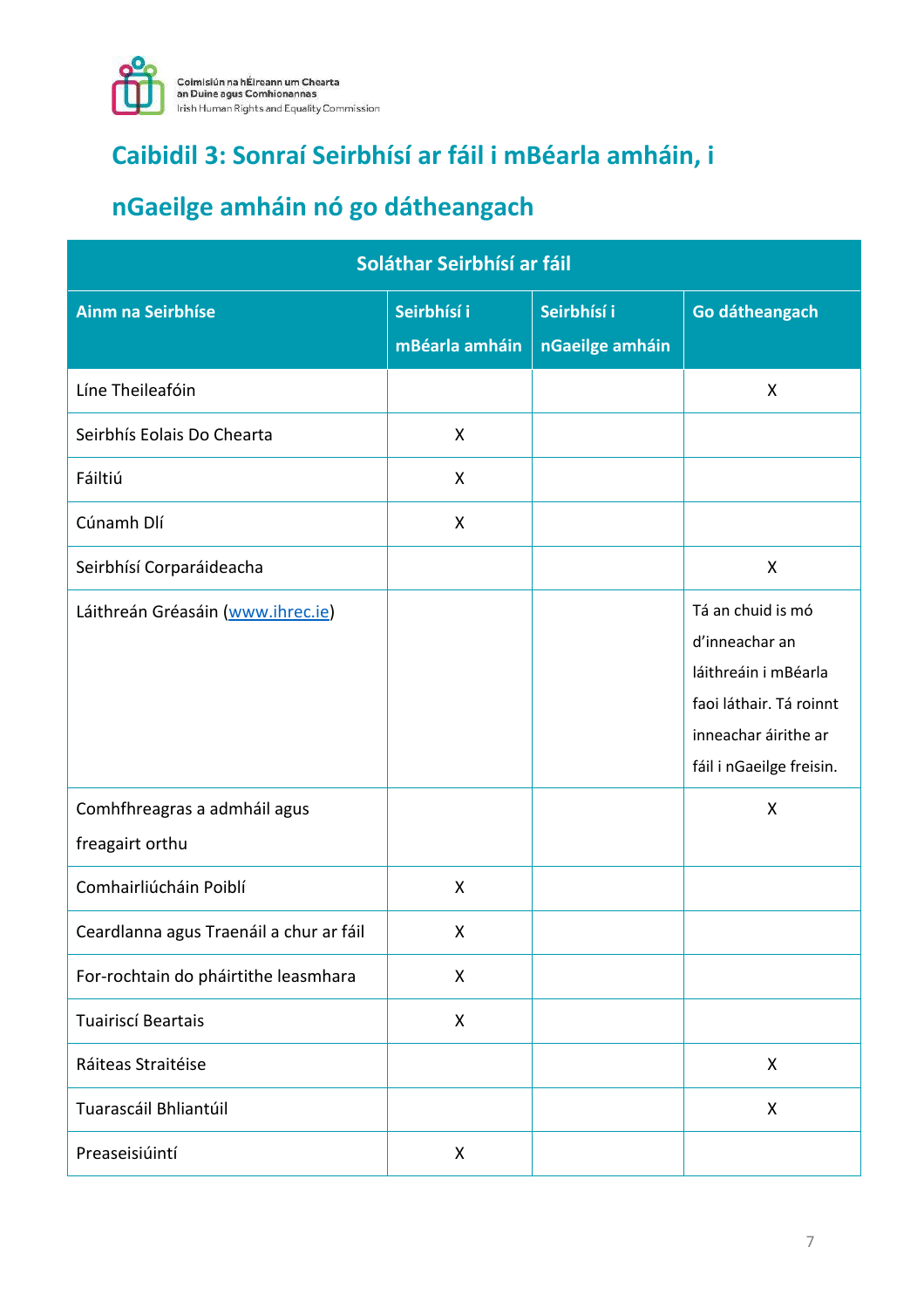## Caibidil 3: Sonraí Seirbhísí ar fáil i mBéarla amháin, i nGaeilge amháin nó go dátheangach

| Soláthar Seirbhísí ar fáil | | | |
|---|---|---|---|
| **Ainm na Seirbhíse** | **Seirbhísí i mBéarla amháin** | **Seirbhísí i nGaeilge amháin** | **Go dátheangach** |
| Líne Theileafóin | | | X |
| Seirbhís Eolais Do Chearta | X | | |
| Fáiltiú | X | | |
| Cúnamh Dlí | X | | |
| Seirbhísí Corparáideacha | | | X |
| Láithreán Gréasáin ([www.ihrec.ie](http://www.ihrec.ie)) | | | Tá an chuid is mó d'inneachar an láithreáin i mBéarla faoi láthair. Tá roinnt inneachar áirithe ar fáil i nGaeilge freisin. |
| Comhfhreagras a admháil agus freagairt orthu | | | X |
| Comhairliúcháin Poiblí | X | | |
| Ceardlanna agus Traenáil a chur ar fáil | X | | |
| For-rochtain do pháirtithe leasmhara | X | | |
| Tuairiscí Beartais | X | | |
| Ráiteas Straitéise | | | X |
| Tuarascáil Bhliantúil | | | X |
| Preaseisiúintí | X | | |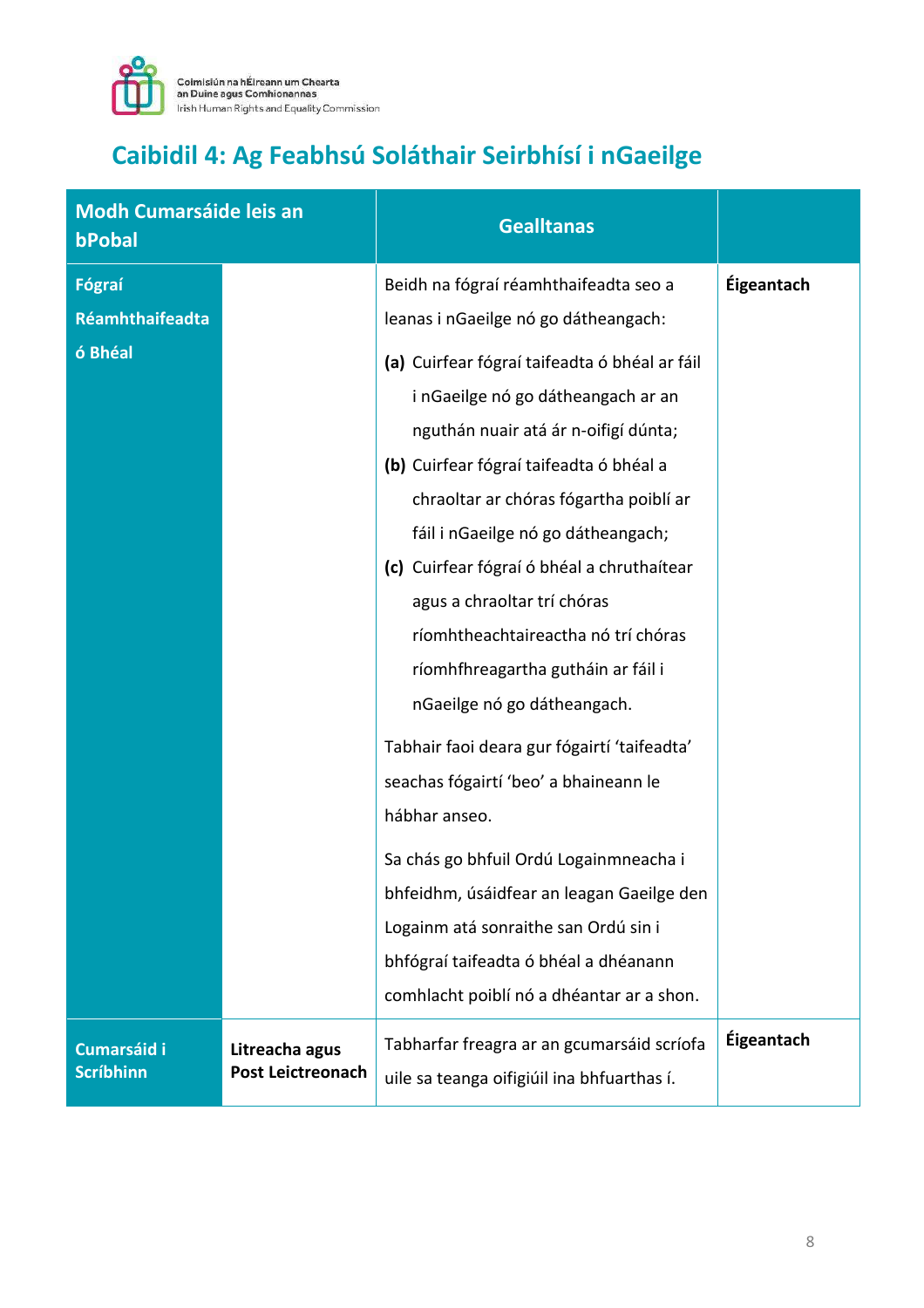## Caibidil 4: Ag Feabhsú Soláthair Seirbhísí i nGaeilge

| Modh Cumarsáide leis an bPobal | | Gealltanas | |
|---|---|---|---|
| **Fógraí Réamhthaifeadta ó Bhéal** | | Beidh na fógraí réamhthaifeadta seo a leanas i nGaeilge nó go dátheangach:<br><br>**(a)** Cuirfear fógraí taifeadta ó bhéal ar fáil i nGaeilge nó go dátheangach ar an nguthán nuair atá ár n-oifigí dúnta;<br>**(b)** Cuirfear fógraí taifeadta ó bhéal a chraoltar ar chóras fógartha poiblí ar fáil i nGaeilge nó go dátheangach;<br>**(c)** Cuirfear fógraí ó bhéal a chruthaítear agus a chraoltar trí chóras ríomhtheachtaireactha nó trí chóras ríomhfhreagartha gutháin ar fáil i nGaeilge nó go dátheangach.<br><br>Tabhair faoi deara gur fógairtí 'taifeadta' seachas fógairtí 'beo' a bhaineann le hábhar anseo.<br><br>Sa chás go bhfuil Ordú Logainmneacha i bhfeidhm, úsáidfear an leagan Gaeilge den Logainm atá sonraithe san Ordú sin i bhfógraí taifeadta ó bhéal a dhéanann comhlacht poiblí nó a dhéantar ar a shon. | **Éigeantach** |
| **Cumarsáid i Scríbhinn** | **Litreacha agus Post Leictreonach** | Tabharfar freagra ar an gcumarsáid scríofa uile sa teanga oifigiúil ina bhfuarthas í. | **Éigeantach** |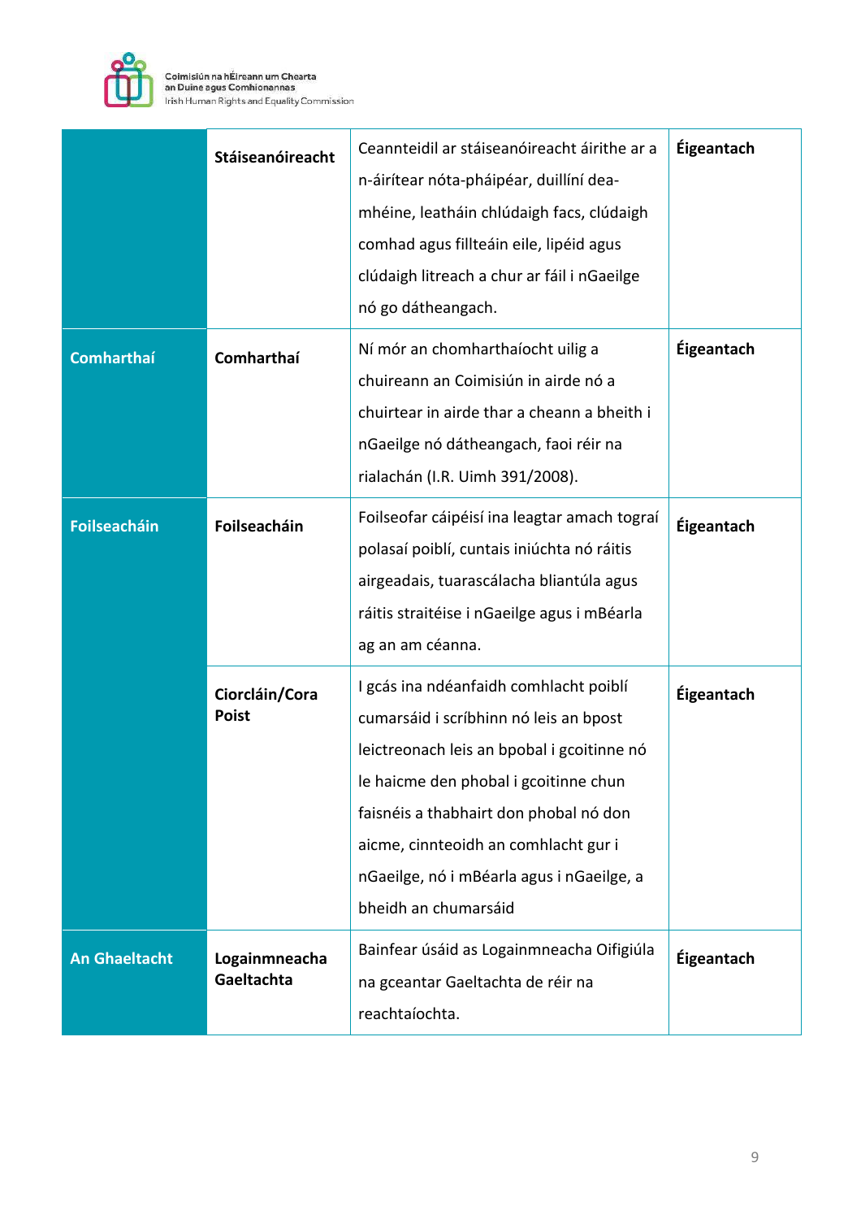| | | | |
|---|---|---|---|
| | **Stáiseanóireacht** | Ceannteidil ar stáiseanóireacht áirithe ar a n-áirítear nóta-pháipéar, duillíní dea-mhéine, leatháin chlúdaigh facs, clúdaigh comhad agus fillteáin eile, lipéid agus clúdaigh litreach a chur ar fáil i nGaeilge nó go dátheangach. | **Éigeantach** |
| **Comharthaí** | **Comharthaí** | Ní mór an chomharthaíocht uilig a chuireann an Coimisiún in airde nó a chuirtear in airde thar a cheann a bheith i nGaeilge nó dátheangach, faoi réir na rialachán (I.R. Uimh 391/2008). | **Éigeantach** |
| **Foilseacháin** | **Foilseacháin** | Foilseofar cáipéisí ina leagtar amach tograí polasaí poiblí, cuntais iniúchta nó ráitis airgeadais, tuarascálacha bliantúla agus ráitis straitéise i nGaeilge agus i mBéarla ag an am céanna. | **Éigeantach** |
| | **Ciorcláin/Cora Poist** | I gcás ina ndéanfaidh comhlacht poiblí cumarsáid i scríbhinn nó leis an bpost leictreonach leis an bpobal i gcoitinne nó le haicme den phobal i gcoitinne chun faisnéis a thabhairt don phobal nó don aicme, cinnteoidh an comhlacht gur i nGaeilge, nó i mBéarla agus i nGaeilge, a bheidh an chumarsáid | **Éigeantach** |
| **An Ghaeltacht** | **Logainmneacha Gaeltachta** | Bainfear úsáid as Logainmneacha Oifigiúla na gceantar Gaeltachta de réir na reachtaíochta. | **Éigeantach** |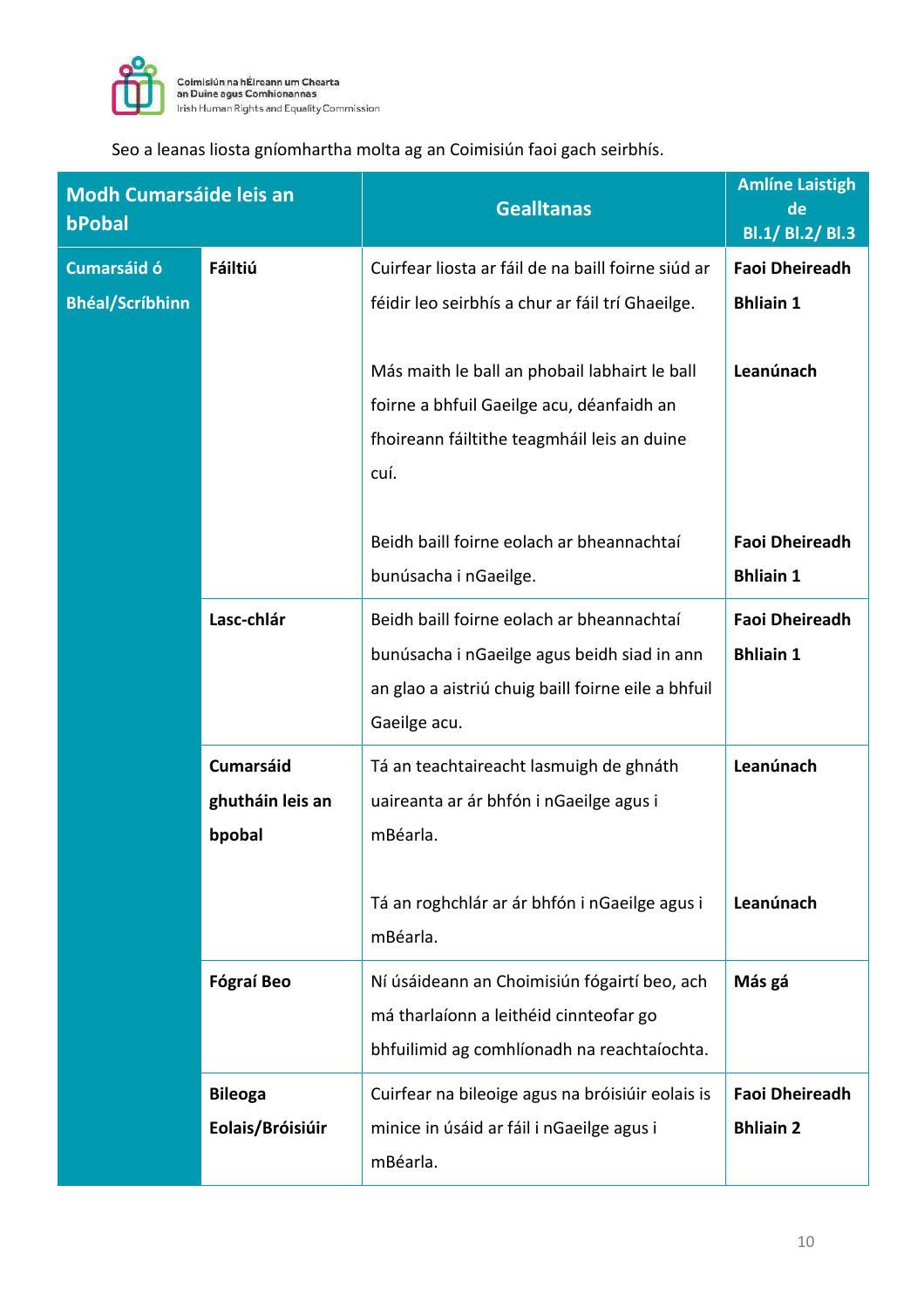Seo a leanas liosta gníomhartha molta ag an Coimisiún faoi gach seirbhís.

| Modh Cumarsáide leis an bPobal | | Gealltanas | Amlíne Laistigh de Bl.1/ Bl.2/ Bl.3 |
|---|---|---|---|
| **Cumarsáid ó Bhéal/Scríbhinn** | **Fáiltiú** | Cuirfear liosta ar fáil de na baill foirne siúd ar féidir leo seirbhís a chur ar fáil trí Ghaeilge. | **Faoi Dheireadh Bhliain 1** |
| | | Más maith le ball an phobail labhairt le ball foirne a bhfuil Gaeilge acu, déanfaidh an fhoireann fáiltithe teagmháil leis an duine cuí. | **Leanúnach** |
| | | Beidh baill foirne eolach ar bheannachtaí bunúsacha i nGaeilge. | **Faoi Dheireadh Bhliain 1** |
| | **Lasc-chlár** | Beidh baill foirne eolach ar bheannachtaí bunúsacha i nGaeilge agus beidh siad in ann an glao a aistriú chuig baill foirne eile a bhfuil Gaeilge acu. | **Faoi Dheireadh Bhliain 1** |
| | **Cumarsáid ghutháin leis an bpobal** | Tá an teachtaireacht lasmuigh de ghnáth uaireanta ar ár bhfón i nGaeilge agus i mBéarla. | **Leanúnach** |
| | | Tá an roghchlár ar ár bhfón i nGaeilge agus i mBéarla. | **Leanúnach** |
| | **Fógraí Beo** | Ní úsáideann an Choimisiún fógairtí beo, ach má tharlaíonn a leithéid cinnteofar go bhfuilimid ag comhlíonadh na reachtaíochta. | **Más gá** |
| | **Bileoga Eolais/Bróisiúir** | Cuirfear na bileoige agus na bróisiúir eolais is minice in úsáid ar fáil i nGaeilge agus i mBéarla. | **Faoi Dheireadh Bhliain 2** |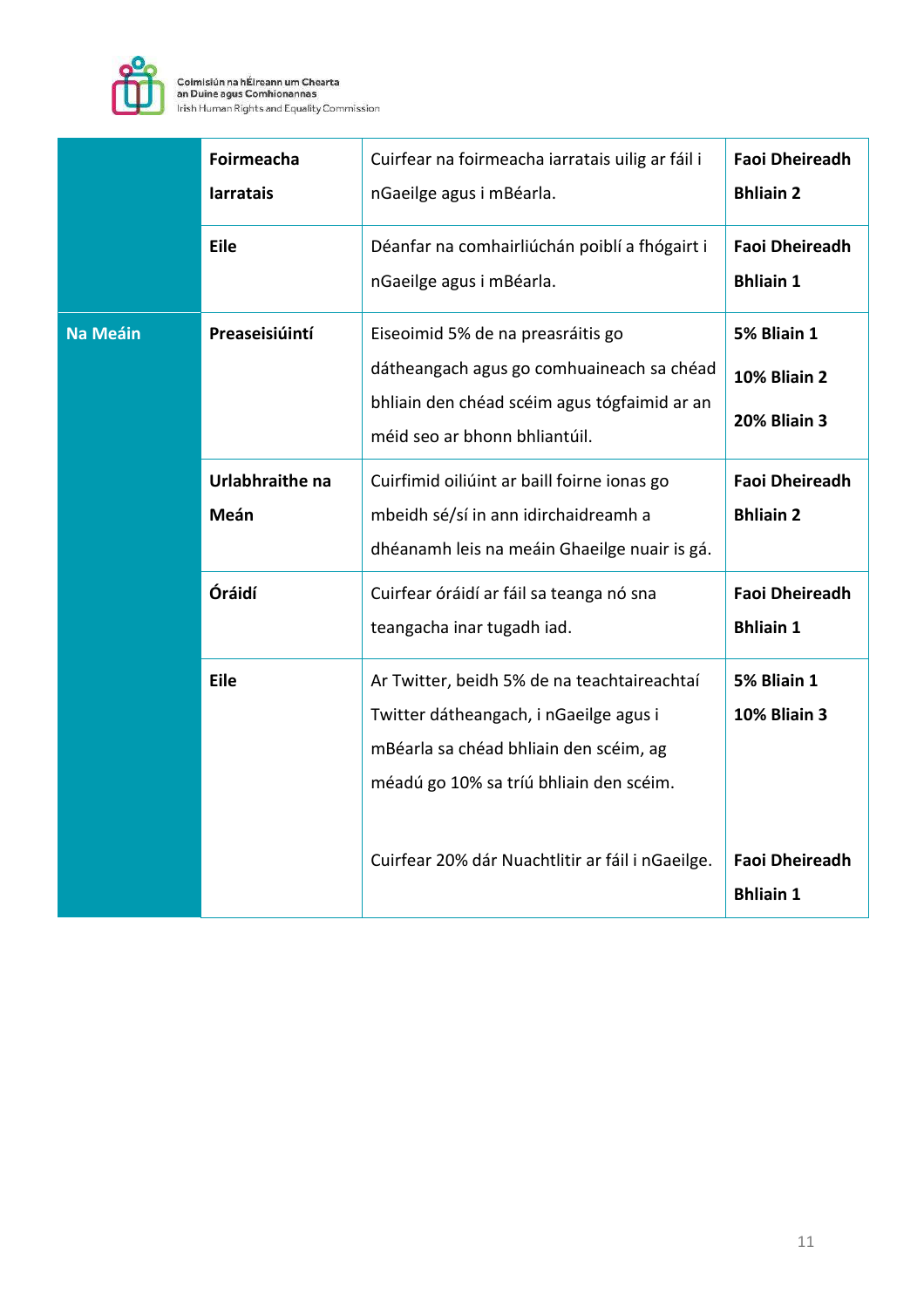| | | | |
|---|---|---|---|
| | **Foirmeacha Iarratais** | Cuirfear na foirmeacha iarratais uilig ar fáil i nGaeilge agus i mBéarla. | **Faoi Dheireadh Bhliain 2** |
| | **Eile** | Déanfar na comhairliúchán poiblí a fhógairt i nGaeilge agus i mBéarla. | **Faoi Dheireadh Bhliain 1** |
| **Na Meáin** | **Preaseisiúintí** | Eiseoimid 5% de na preasráitis go dátheangach agus go comhuaineach sa chéad bhliain den chéad scéim agus tógfaimid ar an méid seo ar bhonn bhliantúil. | **5% Bliain 1**<br>**10% Bliain 2**<br>**20% Bliain 3** |
| | **Urlabhraithe na Meán** | Cuirfimid oiliúint ar baill foirne ionas go mbeidh sé/sí in ann idirchaidreamh a dhéanamh leis na meáin Ghaeilge nuair is gá. | **Faoi Dheireadh Bhliain 2** |
| | **Óráidí** | Cuirfear óráidí ar fáil sa teanga nó sna teangacha inar tugadh iad. | **Faoi Dheireadh Bhliain 1** |
| | **Eile** | Ar Twitter, beidh 5% de na teachtaireachtaí Twitter dátheangach, i nGaeilge agus i mBéarla sa chéad bhliain den scéim, ag méadú go 10% sa tríú bhliain den scéim. | **5% Bliain 1**<br>**10% Bliain 3** |
| | | Cuirfear 20% dár Nuachtlitir ar fáil i nGaeilge. | **Faoi Dheireadh Bhliain 1** |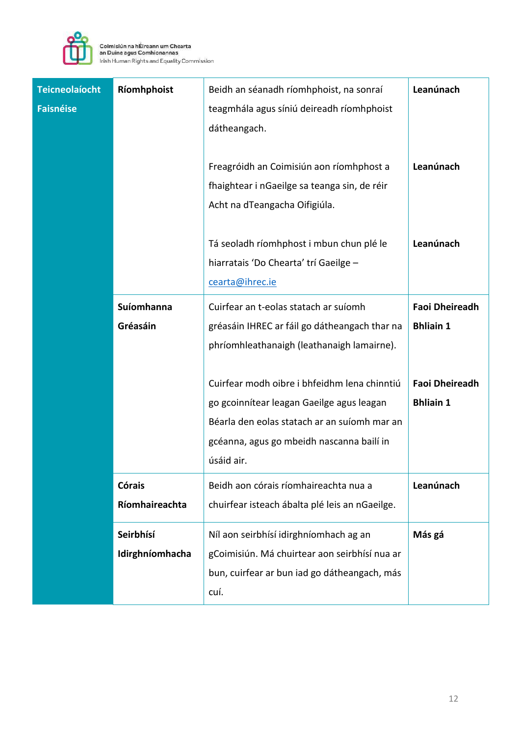| Teicneolaíocht Faisnéise | **Ríomhphoist** | Beidh an séanadh ríomhphoist, na sonraí teagmhála agus síniú deireadh ríomhphoist dátheangach. | **Leanúnach** |
|---|---|---|---|
| | | Freagróidh an Coimisiún aon ríomhphost a fhaightear i nGaeilge sa teanga sin, de réir Acht na dTeangacha Oifigiúla. | **Leanúnach** |
| | | Tá seoladh ríomhphost i mbun chun plé le hiarratais 'Do Chearta' trí Gaeilge – cearta@ihrec.ie | **Leanúnach** |
| | **Suíomhanna Gréasáin** | Cuirfear an t-eolas statach ar suíomh gréasáin IHREC ar fáil go dátheangach thar na phríomhleathanaigh (leathanaigh lamairne). | **Faoi Dheireadh Bhliain 1** |
| | | Cuirfear modh oibre i bhfeidhm lena chinntiú go gcoinnítear leagan Gaeilge agus leagan Béarla den eolas statach ar an suíomh mar an gcéanna, agus go mbeidh nascanna bailí in úsáid air. | **Faoi Dheireadh Bhliain 1** |
| | **Córais Ríomhaireachta** | Beidh aon córais ríomhaireachta nua a chuirfear isteach ábalta plé leis an nGaeilge. | **Leanúnach** |
| | **Seirbhísí Idirghníomhacha** | Níl aon seirbhísí idirghníomhach ag an gCoimisiún. Má chuirtear aon seirbhísí nua ar bun, cuirfear ar bun iad go dátheangach, más cuí. | **Más gá** |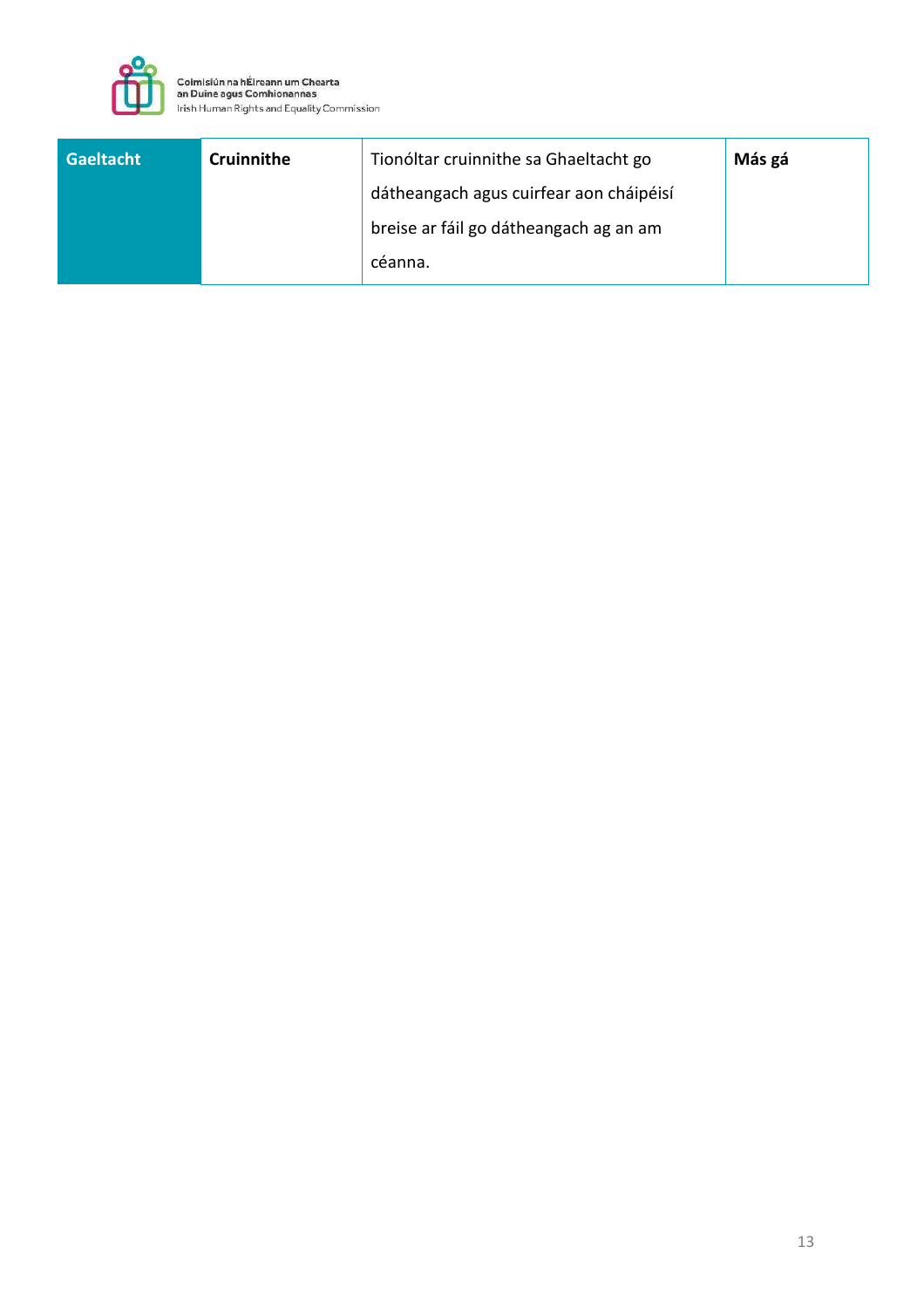| Gaeltacht | Cruinnithe | Tionóltar cruinnithe sa Ghaeltacht go dátheangach agus cuirfear aon cháipéisí breise ar fáil go dátheangach ag an am céanna. | Más gá |
|---|---|---|---|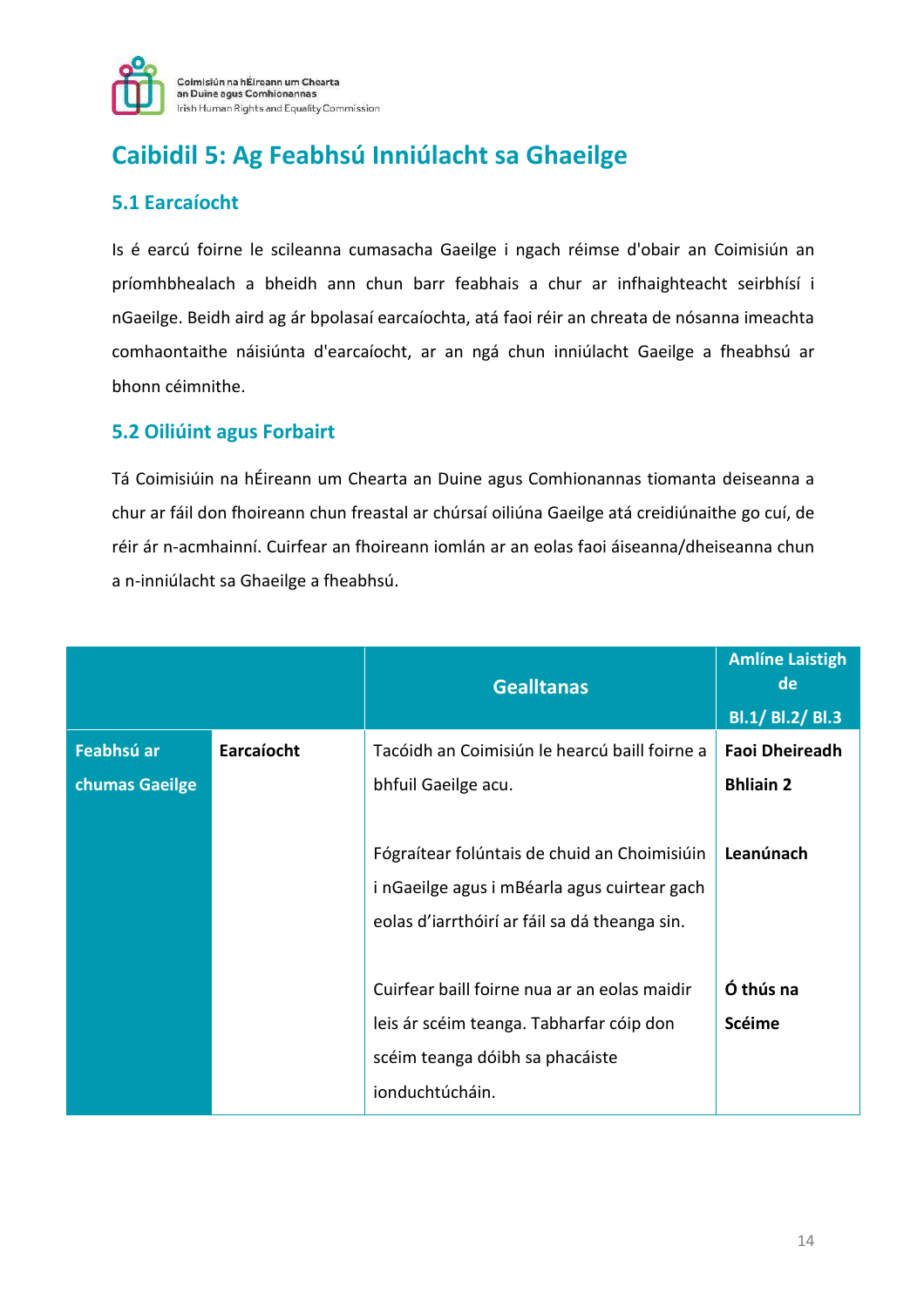## Caibidil 5: Ag Feabhsú Inniúlacht sa Ghaeilge

### 5.1 Earcaíocht

Is é earcú foirne le scileanna cumasacha Gaeilge i ngach réimse d'obair an Coimisiún an príomhbhealach a bheidh ann chun barr feabhais a chur ar infhaighteacht seirbhísí i nGaeilge. Beidh aird ag ár bpolasaí earcaíochta, atá faoi réir an chreata de nósanna imeachta comhaontaithe náisiúnta d'earcaíocht, ar an ngá chun inniúlacht Gaeilge a fheabhsú ar bhonn céimnithe.

### 5.2 Oiliúint agus Forbairt

Tá Coimisiúin na hÉireann um Chearta an Duine agus Comhionannas tiomanta deiseanna a chur ar fáil don fhoireann chun freastal ar chúrsaí oiliúna Gaeilge atá creidiúnaithe go cuí, de réir ár n-acmhainní. Cuirfear an fhoireann iomlán ar an eolas faoi áiseanna/dheiseanna chun a n-inniúlacht sa Ghaeilge a fheabhsú.

| | | Gealltanas | Amlíne Laistigh de Bl.1/ Bl.2/ Bl.3 |
|---|---|---|---|
| **Feabhsú ar chumas Gaeilge** | **Earcaíocht** | Tacóidh an Coimisiún le hearcú baill foirne a bhfuil Gaeilge acu. | **Faoi Dheireadh Bhliain 2** |
| | | Fógraítear folúntais de chuid an Choimisiúin i nGaeilge agus i mBéarla agus cuirtear gach eolas d'iarrthóirí ar fáil sa dá theanga sin. | **Leanúnach** |
| | | Cuirfear baill foirne nua ar an eolas maidir leis ár scéim teanga. Tabharfar cóip don scéim teanga dóibh sa phacáiste ionduchtúcháin. | **Ó thús na Scéime** |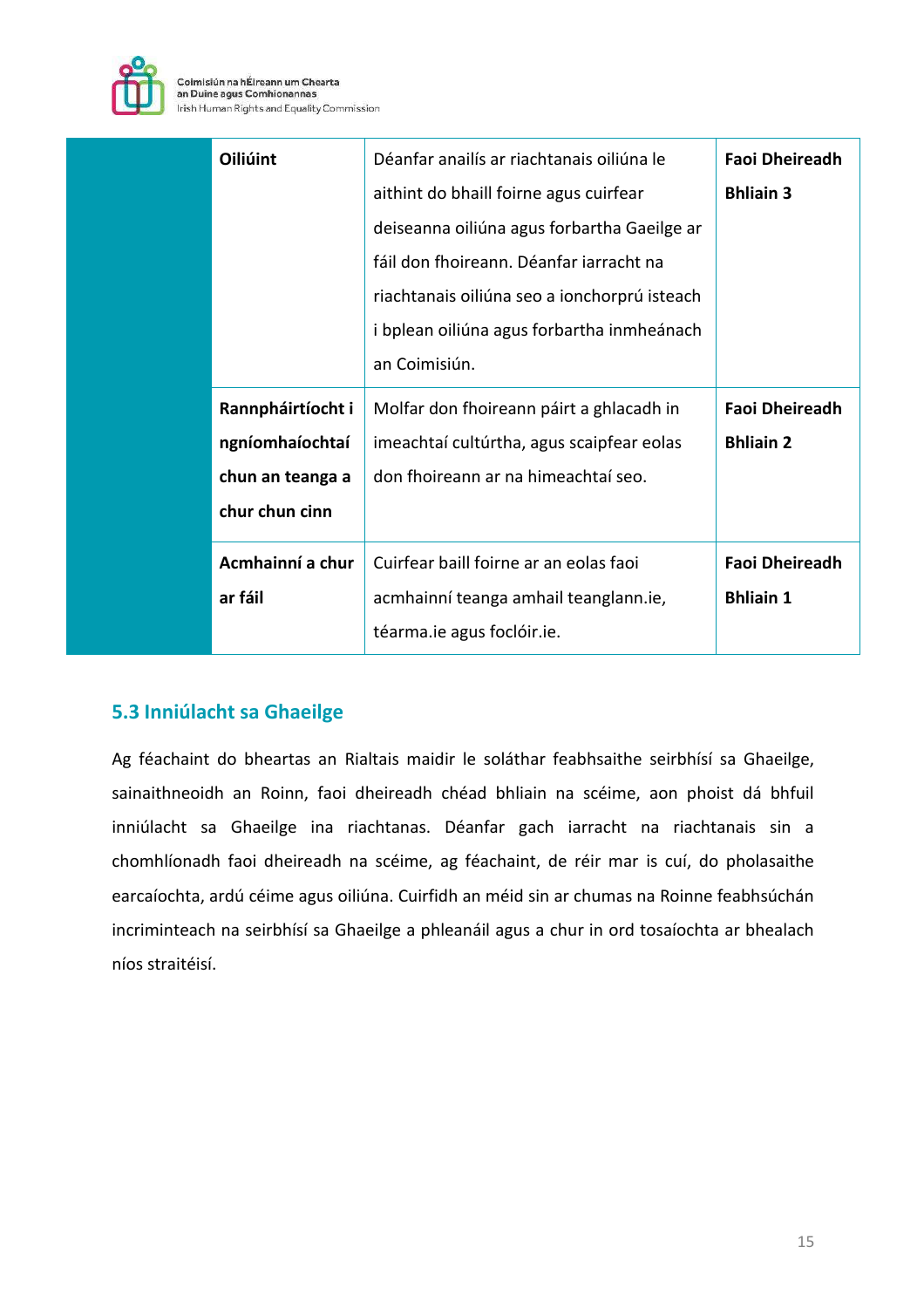| | Oiliúint | Déanfar anailís ar riachtanais oiliúna le aithint do bhaill foirne agus cuirfear deiseanna oiliúna agus forbartha Gaeilge ar fáil don fhoireann. Déanfar iarracht na riachtanais oiliúna seo a ionchorprú isteach i bplean oiliúna agus forbartha inmheánach an Coimisiún. | **Faoi Dheireadh Bhliain 3** |
|---|---|---|---|
| | **Rannpháirtíocht i ngníomhaíochtaí chun an teanga a chur chun cinn** | Molfar don fhoireann páirt a ghlacadh in imeachtaí cultúrtha, agus scaipfear eolas don fhoireann ar na himeachtaí seo. | **Faoi Dheireadh Bhliain 2** |
| | **Acmhainní a chur ar fáil** | Cuirfear baill foirne ar an eolas faoi acmhainní teanga amhail teanglann.ie, téarma.ie agus foclóir.ie. | **Faoi Dheireadh Bhliain 1** |

## 5.3 Inniúlacht sa Ghaeilge

Ag féachaint do bheartas an Rialtais maidir le soláthar feabhsaithe seirbhísí sa Ghaeilge, sainaithneoidh an Roinn, faoi dheireadh chéad bhliain na scéime, aon phoist dá bhfuil inniúlacht sa Ghaeilge ina riachtanas. Déanfar gach iarracht na riachtanais sin a chomhlíonadh faoi dheireadh na scéime, ag féachaint, de réir mar is cuí, do pholasaithe earcaíochta, ardú céime agus oiliúna. Cuirfidh an méid sin ar chumas na Roinne feabhsúchán incriminteach na seirbhísí sa Ghaeilge a phleanáil agus a chur in ord tosaíochta ar bhealach níos straitéisí.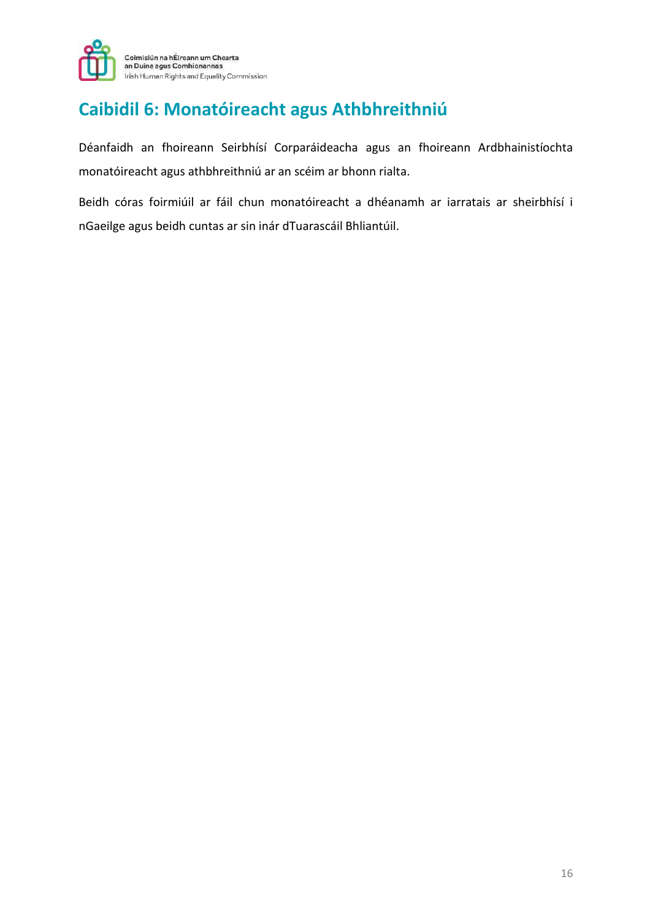# Caibidil 6: Monatóireacht agus Athbhreithniú

Déanfaidh an fhoireann Seirbhísí Corparáideacha agus an fhoireann Ardbhainistíochta monatóireacht agus athbhreithniú ar an scéim ar bhonn rialta.

Beidh córas foirmiúil ar fáil chun monatóireacht a dhéanamh ar iarratais ar sheirbhísí i nGaeilge agus beidh cuntas ar sin inár dTuarascáil Bhliantúil.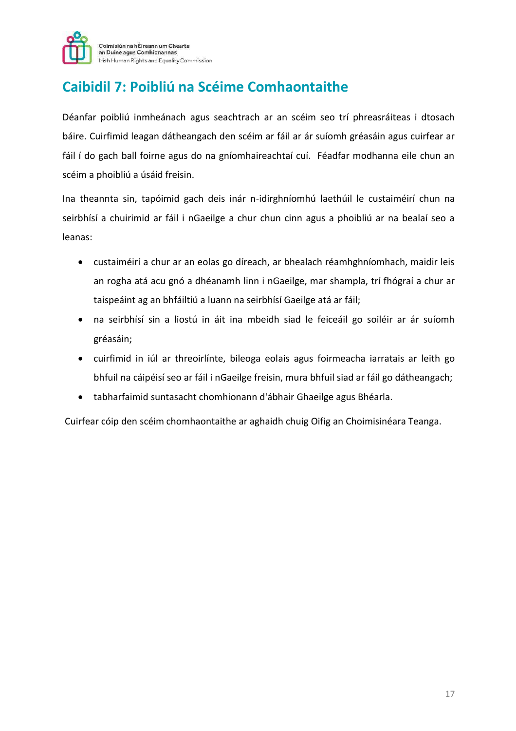# Caibidil 7: Poibliú na Scéime Comhaontaithe

Déanfar poibliú inmheánach agus seachtrach ar an scéim seo trí phreasráiteas i dtosach báire. Cuirfimid leagan dátheangach den scéim ar fáil ar ár suíomh gréasáin agus cuirfear ar fáil í do gach ball foirne agus do na gníomhaireachtaí cuí. Féadfar modhanna eile chun an scéim a phoibliú a úsáid freisin.

Ina theannta sin, tapóimid gach deis inár n-idirghníomhú laethúil le custaiméirí chun na seirbhísí a chuirimid ar fáil i nGaeilge a chur chun cinn agus a phoibliú ar na bealaí seo a leanas:

- custaiméirí a chur ar an eolas go díreach, ar bhealach réamhghníomhach, maidir leis an rogha atá acu gnó a dhéanamh linn i nGaeilge, mar shampla, trí fhógraí a chur ar taispeáint ag an bhfáiltiú a luann na seirbhísí Gaeilge atá ar fáil;
- na seirbhísí sin a liostú in áit ina mbeidh siad le feiceáil go soiléir ar ár suíomh gréasáin;
- cuirfimid in iúl ar threoirlínte, bileoga eolais agus foirmeacha iarratais ar leith go bhfuil na cáipéisí seo ar fáil i nGaeilge freisin, mura bhfuil siad ar fáil go dátheangach;
- tabharfaimid suntasacht chomhionann d'ábhair Ghaeilge agus Bhéarla.

Cuirfear cóip den scéim chomhaontaithe ar aghaidh chuig Oifig an Choimisinéara Teanga.